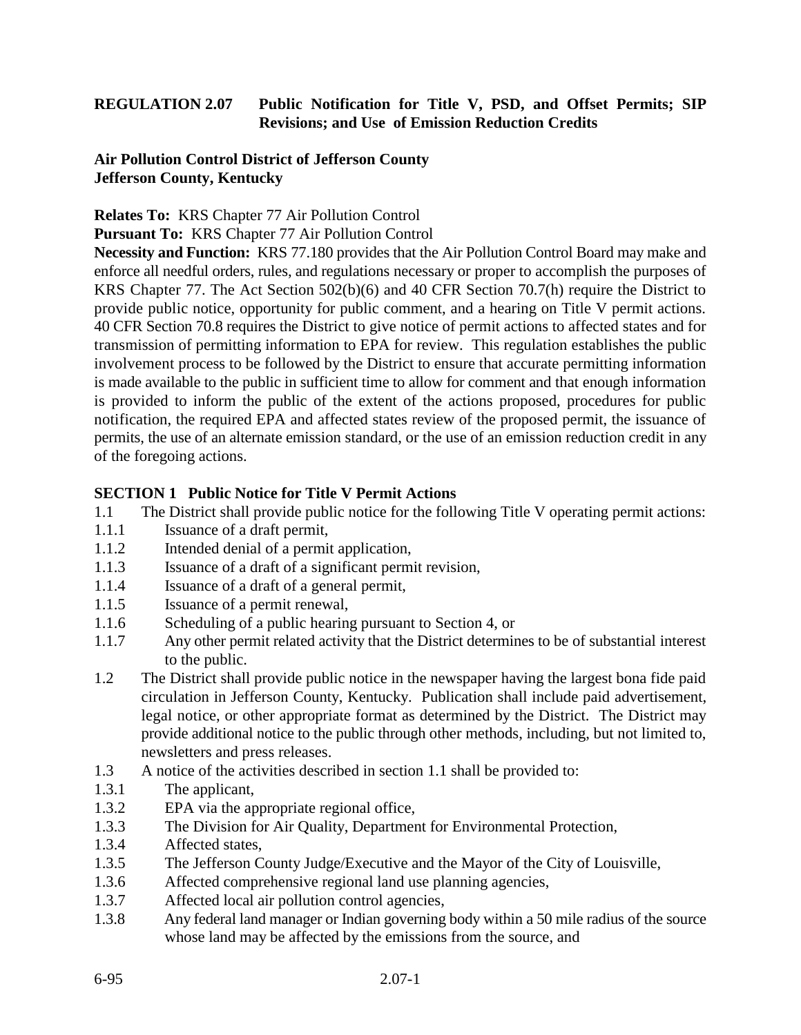**REGULATION 2.07 Public Notification for Title V, PSD, and Offset Permits; SIP Revisions; and Use of Emission Reduction Credits**

**Air Pollution Control District of Jefferson County**
**Jefferson County, Kentucky**

**Relates To:** KRS Chapter 77 Air Pollution Control
**Pursuant To:** KRS Chapter 77 Air Pollution Control
**Necessity and Function:** KRS 77.180 provides that the Air Pollution Control Board may make and enforce all needful orders, rules, and regulations necessary or proper to accomplish the purposes of KRS Chapter 77. The Act Section 502(b)(6) and 40 CFR Section 70.7(h) require the District to provide public notice, opportunity for public comment, and a hearing on Title V permit actions. 40 CFR Section 70.8 requires the District to give notice of permit actions to affected states and for transmission of permitting information to EPA for review. This regulation establishes the public involvement process to be followed by the District to ensure that accurate permitting information is made available to the public in sufficient time to allow for comment and that enough information is provided to inform the public of the extent of the actions proposed, procedures for public notification, the required EPA and affected states review of the proposed permit, the issuance of permits, the use of an alternate emission standard, or the use of an emission reduction credit in any of the foregoing actions.

**SECTION 1 Public Notice for Title V Permit Actions**

1.1 The District shall provide public notice for the following Title V operating permit actions:
1.1.1 Issuance of a draft permit,
1.1.2 Intended denial of a permit application,
1.1.3 Issuance of a draft of a significant permit revision,
1.1.4 Issuance of a draft of a general permit,
1.1.5 Issuance of a permit renewal,
1.1.6 Scheduling of a public hearing pursuant to Section 4, or
1.1.7 Any other permit related activity that the District determines to be of substantial interest to the public.

1.2 The District shall provide public notice in the newspaper having the largest bona fide paid circulation in Jefferson County, Kentucky. Publication shall include paid advertisement, legal notice, or other appropriate format as determined by the District. The District may provide additional notice to the public through other methods, including, but not limited to, newsletters and press releases.

1.3 A notice of the activities described in section 1.1 shall be provided to:
1.3.1 The applicant,
1.3.2 EPA via the appropriate regional office,
1.3.3 The Division for Air Quality, Department for Environmental Protection,
1.3.4 Affected states,
1.3.5 The Jefferson County Judge/Executive and the Mayor of the City of Louisville,
1.3.6 Affected comprehensive regional land use planning agencies,
1.3.7 Affected local air pollution control agencies,
1.3.8 Any federal land manager or Indian governing body within a 50 mile radius of the source whose land may be affected by the emissions from the source, and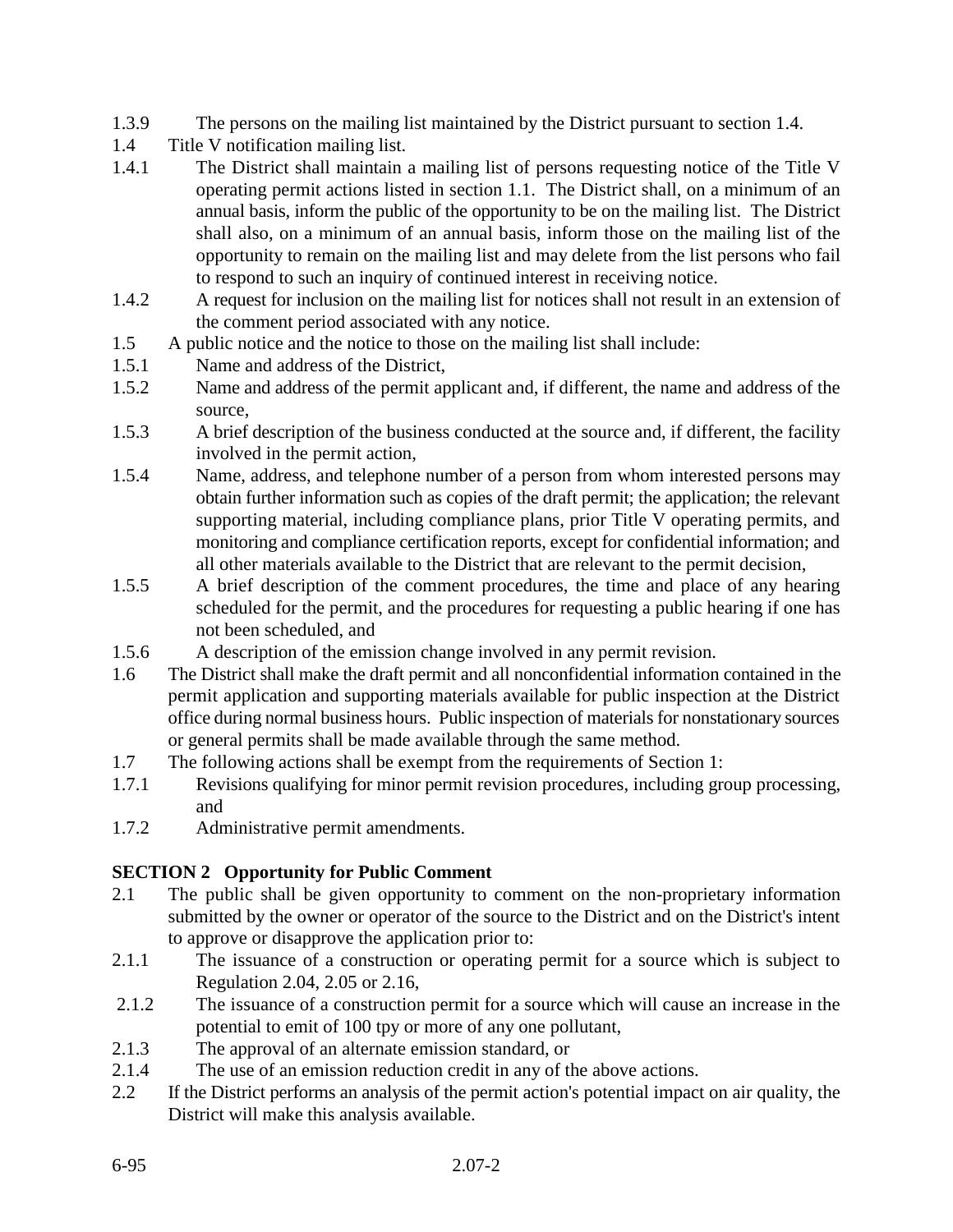1.3.9 The persons on the mailing list maintained by the District pursuant to section 1.4.

1.4 Title V notification mailing list.

1.4.1 The District shall maintain a mailing list of persons requesting notice of the Title V operating permit actions listed in section 1.1. The District shall, on a minimum of an annual basis, inform the public of the opportunity to be on the mailing list. The District shall also, on a minimum of an annual basis, inform those on the mailing list of the opportunity to remain on the mailing list and may delete from the list persons who fail to respond to such an inquiry of continued interest in receiving notice.

1.4.2 A request for inclusion on the mailing list for notices shall not result in an extension of the comment period associated with any notice.

1.5 A public notice and the notice to those on the mailing list shall include:

1.5.1 Name and address of the District,

1.5.2 Name and address of the permit applicant and, if different, the name and address of the source,

1.5.3 A brief description of the business conducted at the source and, if different, the facility involved in the permit action,

1.5.4 Name, address, and telephone number of a person from whom interested persons may obtain further information such as copies of the draft permit; the application; the relevant supporting material, including compliance plans, prior Title V operating permits, and monitoring and compliance certification reports, except for confidential information; and all other materials available to the District that are relevant to the permit decision,

1.5.5 A brief description of the comment procedures, the time and place of any hearing scheduled for the permit, and the procedures for requesting a public hearing if one has not been scheduled, and

1.5.6 A description of the emission change involved in any permit revision.

1.6 The District shall make the draft permit and all nonconfidential information contained in the permit application and supporting materials available for public inspection at the District office during normal business hours. Public inspection of materials for nonstationary sources or general permits shall be made available through the same method.

1.7 The following actions shall be exempt from the requirements of Section 1:

1.7.1 Revisions qualifying for minor permit revision procedures, including group processing, and

1.7.2 Administrative permit amendments.

## SECTION 2 Opportunity for Public Comment

2.1 The public shall be given opportunity to comment on the non-proprietary information submitted by the owner or operator of the source to the District and on the District's intent to approve or disapprove the application prior to:

2.1.1 The issuance of a construction or operating permit for a source which is subject to Regulation 2.04, 2.05 or 2.16,

2.1.2 The issuance of a construction permit for a source which will cause an increase in the potential to emit of 100 tpy or more of any one pollutant,

2.1.3 The approval of an alternate emission standard, or

2.1.4 The use of an emission reduction credit in any of the above actions.

2.2 If the District performs an analysis of the permit action's potential impact on air quality, the District will make this analysis available.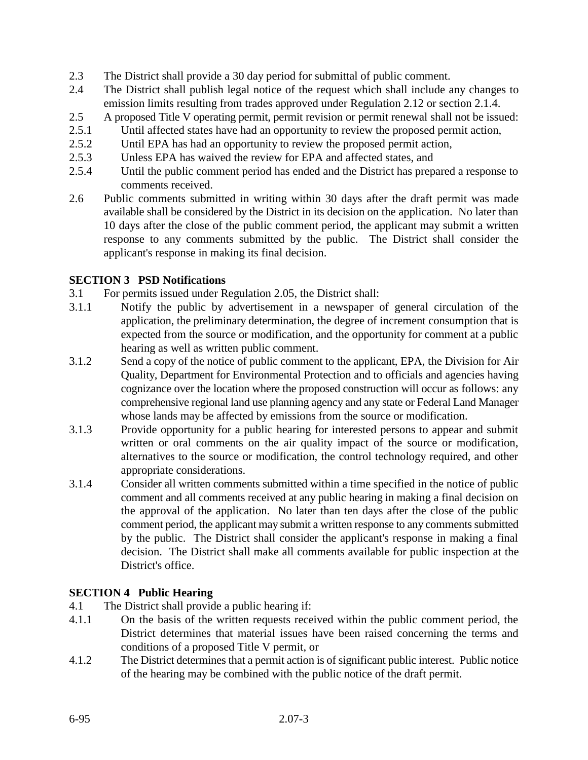2.3 The District shall provide a 30 day period for submittal of public comment.

2.4 The District shall publish legal notice of the request which shall include any changes to emission limits resulting from trades approved under Regulation 2.12 or section 2.1.4.

2.5 A proposed Title V operating permit, permit revision or permit renewal shall not be issued:

2.5.1 Until affected states have had an opportunity to review the proposed permit action,

2.5.2 Until EPA has had an opportunity to review the proposed permit action,

2.5.3 Unless EPA has waived the review for EPA and affected states, and

2.5.4 Until the public comment period has ended and the District has prepared a response to comments received.

2.6 Public comments submitted in writing within 30 days after the draft permit was made available shall be considered by the District in its decision on the application. No later than 10 days after the close of the public comment period, the applicant may submit a written response to any comments submitted by the public. The District shall consider the applicant's response in making its final decision.

**SECTION 3 PSD Notifications**

3.1 For permits issued under Regulation 2.05, the District shall:

3.1.1 Notify the public by advertisement in a newspaper of general circulation of the application, the preliminary determination, the degree of increment consumption that is expected from the source or modification, and the opportunity for comment at a public hearing as well as written public comment.

3.1.2 Send a copy of the notice of public comment to the applicant, EPA, the Division for Air Quality, Department for Environmental Protection and to officials and agencies having cognizance over the location where the proposed construction will occur as follows: any comprehensive regional land use planning agency and any state or Federal Land Manager whose lands may be affected by emissions from the source or modification.

3.1.3 Provide opportunity for a public hearing for interested persons to appear and submit written or oral comments on the air quality impact of the source or modification, alternatives to the source or modification, the control technology required, and other appropriate considerations.

3.1.4 Consider all written comments submitted within a time specified in the notice of public comment and all comments received at any public hearing in making a final decision on the approval of the application. No later than ten days after the close of the public comment period, the applicant may submit a written response to any comments submitted by the public. The District shall consider the applicant's response in making a final decision. The District shall make all comments available for public inspection at the District's office.

**SECTION 4 Public Hearing**

4.1 The District shall provide a public hearing if:

4.1.1 On the basis of the written requests received within the public comment period, the District determines that material issues have been raised concerning the terms and conditions of a proposed Title V permit, or

4.1.2 The District determines that a permit action is of significant public interest. Public notice of the hearing may be combined with the public notice of the draft permit.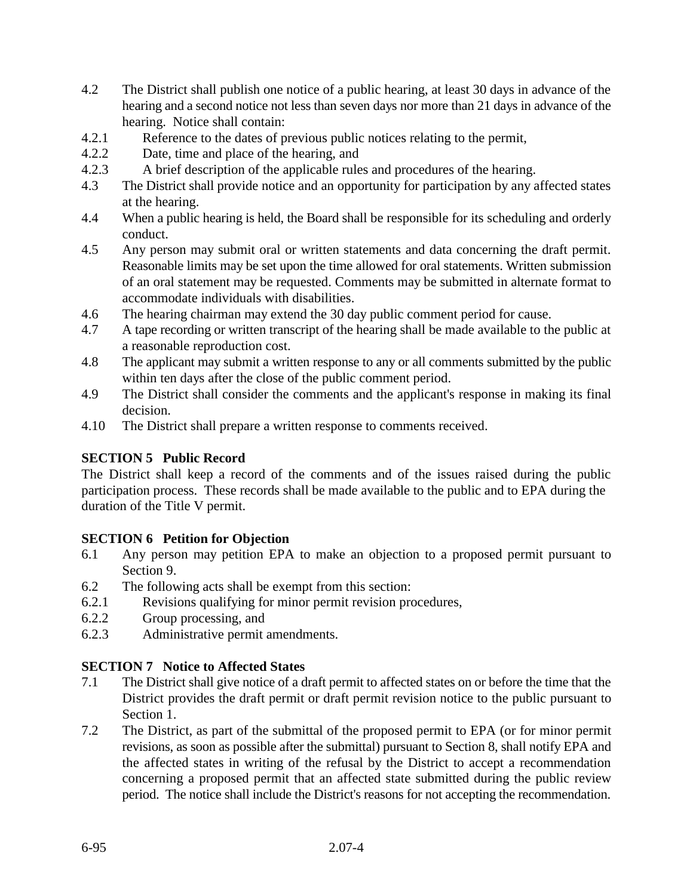4.2 The District shall publish one notice of a public hearing, at least 30 days in advance of the hearing and a second notice not less than seven days nor more than 21 days in advance of the hearing. Notice shall contain:

4.2.1 Reference to the dates of previous public notices relating to the permit,

4.2.2 Date, time and place of the hearing, and

4.2.3 A brief description of the applicable rules and procedures of the hearing.

4.3 The District shall provide notice and an opportunity for participation by any affected states at the hearing.

4.4 When a public hearing is held, the Board shall be responsible for its scheduling and orderly conduct.

4.5 Any person may submit oral or written statements and data concerning the draft permit. Reasonable limits may be set upon the time allowed for oral statements. Written submission of an oral statement may be requested. Comments may be submitted in alternate format to accommodate individuals with disabilities.

4.6 The hearing chairman may extend the 30 day public comment period for cause.

4.7 A tape recording or written transcript of the hearing shall be made available to the public at a reasonable reproduction cost.

4.8 The applicant may submit a written response to any or all comments submitted by the public within ten days after the close of the public comment period.

4.9 The District shall consider the comments and the applicant's response in making its final decision.

4.10 The District shall prepare a written response to comments received.

**SECTION 5 Public Record**

The District shall keep a record of the comments and of the issues raised during the public participation process. These records shall be made available to the public and to EPA during the duration of the Title V permit.

**SECTION 6 Petition for Objection**

6.1 Any person may petition EPA to make an objection to a proposed permit pursuant to Section 9.

6.2 The following acts shall be exempt from this section:

6.2.1 Revisions qualifying for minor permit revision procedures,

6.2.2 Group processing, and

6.2.3 Administrative permit amendments.

**SECTION 7 Notice to Affected States**

7.1 The District shall give notice of a draft permit to affected states on or before the time that the District provides the draft permit or draft permit revision notice to the public pursuant to Section 1.

7.2 The District, as part of the submittal of the proposed permit to EPA (or for minor permit revisions, as soon as possible after the submittal) pursuant to Section 8, shall notify EPA and the affected states in writing of the refusal by the District to accept a recommendation concerning a proposed permit that an affected state submitted during the public review period. The notice shall include the District's reasons for not accepting the recommendation.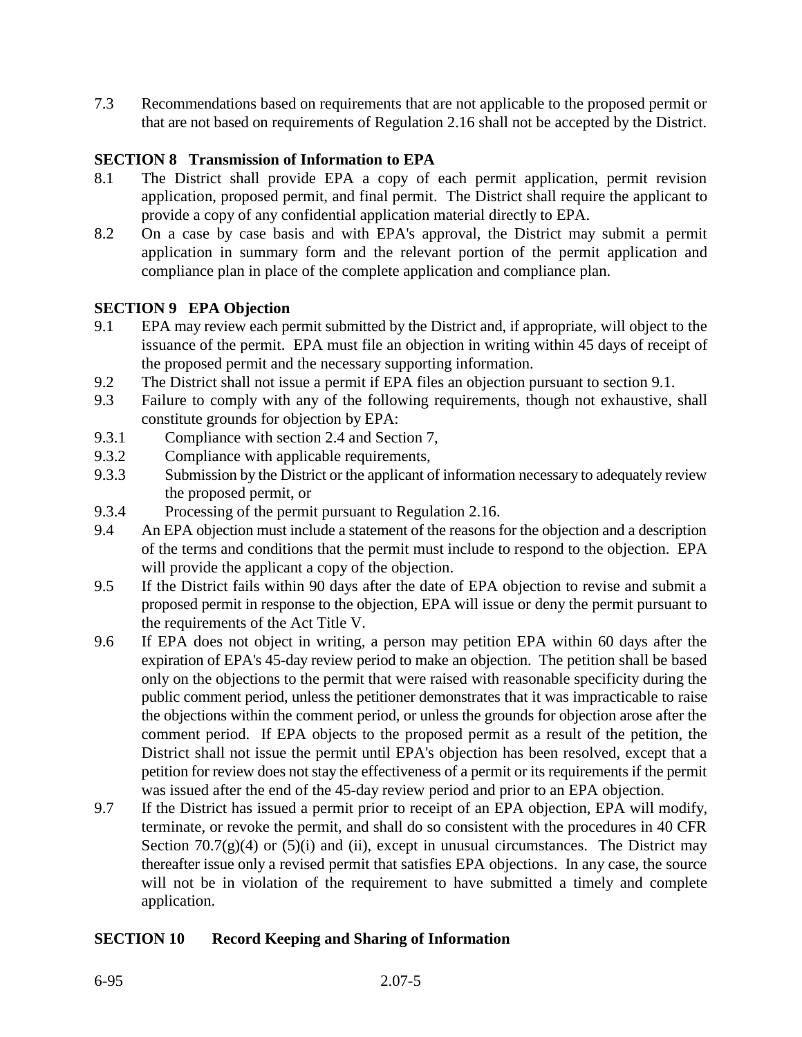7.3 Recommendations based on requirements that are not applicable to the proposed permit or that are not based on requirements of Regulation 2.16 shall not be accepted by the District.

## SECTION 8 Transmission of Information to EPA

8.1 The District shall provide EPA a copy of each permit application, permit revision application, proposed permit, and final permit. The District shall require the applicant to provide a copy of any confidential application material directly to EPA.

8.2 On a case by case basis and with EPA's approval, the District may submit a permit application in summary form and the relevant portion of the permit application and compliance plan in place of the complete application and compliance plan.

## SECTION 9 EPA Objection

9.1 EPA may review each permit submitted by the District and, if appropriate, will object to the issuance of the permit. EPA must file an objection in writing within 45 days of receipt of the proposed permit and the necessary supporting information.

9.2 The District shall not issue a permit if EPA files an objection pursuant to section 9.1.

9.3 Failure to comply with any of the following requirements, though not exhaustive, shall constitute grounds for objection by EPA:

9.3.1 Compliance with section 2.4 and Section 7,

9.3.2 Compliance with applicable requirements,

9.3.3 Submission by the District or the applicant of information necessary to adequately review the proposed permit, or

9.3.4 Processing of the permit pursuant to Regulation 2.16.

9.4 An EPA objection must include a statement of the reasons for the objection and a description of the terms and conditions that the permit must include to respond to the objection. EPA will provide the applicant a copy of the objection.

9.5 If the District fails within 90 days after the date of EPA objection to revise and submit a proposed permit in response to the objection, EPA will issue or deny the permit pursuant to the requirements of the Act Title V.

9.6 If EPA does not object in writing, a person may petition EPA within 60 days after the expiration of EPA's 45-day review period to make an objection. The petition shall be based only on the objections to the permit that were raised with reasonable specificity during the public comment period, unless the petitioner demonstrates that it was impracticable to raise the objections within the comment period, or unless the grounds for objection arose after the comment period. If EPA objects to the proposed permit as a result of the petition, the District shall not issue the permit until EPA's objection has been resolved, except that a petition for review does not stay the effectiveness of a permit or its requirements if the permit was issued after the end of the 45-day review period and prior to an EPA objection.

9.7 If the District has issued a permit prior to receipt of an EPA objection, EPA will modify, terminate, or revoke the permit, and shall do so consistent with the procedures in 40 CFR Section 70.7(g)(4) or (5)(i) and (ii), except in unusual circumstances. The District may thereafter issue only a revised permit that satisfies EPA objections. In any case, the source will not be in violation of the requirement to have submitted a timely and complete application.

## SECTION 10 Record Keeping and Sharing of Information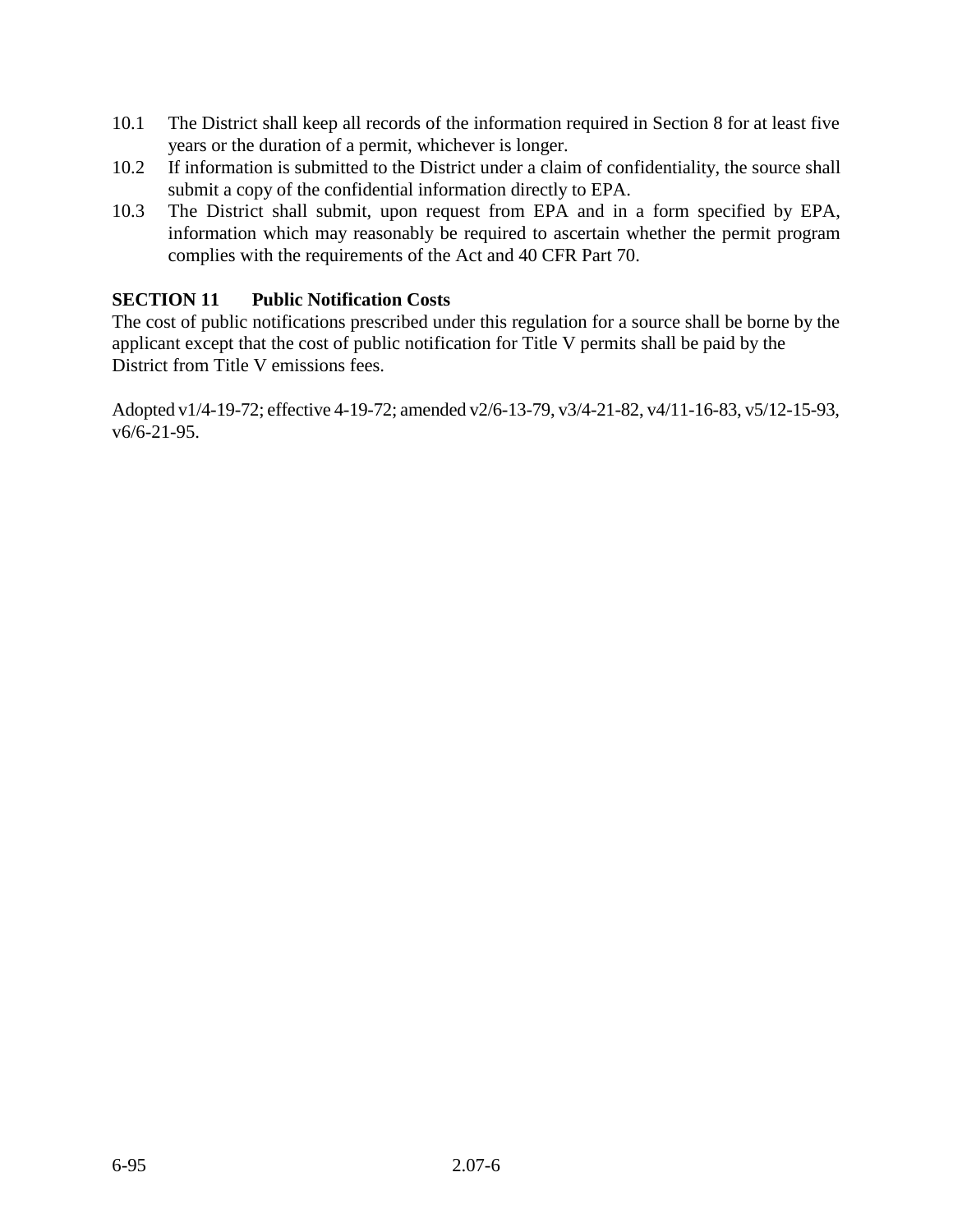10.1 The District shall keep all records of the information required in Section 8 for at least five years or the duration of a permit, whichever is longer.

10.2 If information is submitted to the District under a claim of confidentiality, the source shall submit a copy of the confidential information directly to EPA.

10.3 The District shall submit, upon request from EPA and in a form specified by EPA, information which may reasonably be required to ascertain whether the permit program complies with the requirements of the Act and 40 CFR Part 70.

**SECTION 11 Public Notification Costs**

The cost of public notifications prescribed under this regulation for a source shall be borne by the applicant except that the cost of public notification for Title V permits shall be paid by the District from Title V emissions fees.

Adopted v1/4-19-72; effective 4-19-72; amended v2/6-13-79, v3/4-21-82, v4/11-16-83, v5/12-15-93, v6/6-21-95.